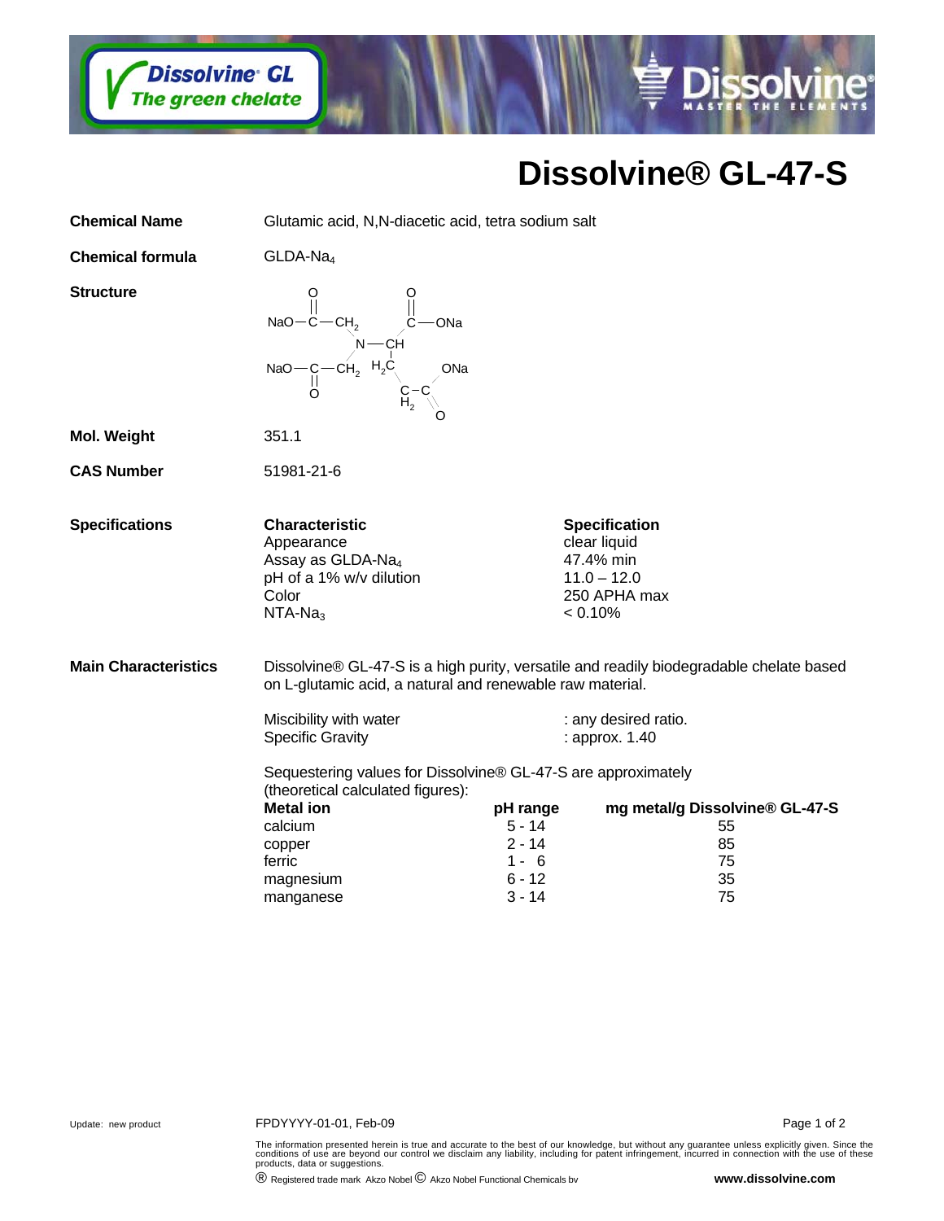Dissolvine® GL
The green chelate

Dissolvine®
MASTER THE ELEMENTS

# Dissolvine® GL-47-S

**Chemical Name** Glutamic acid, N,N-diacetic acid, tetra sodium salt

**Chemical formula** GLDA-$Na_4$

**Structure**

**Mol. Weight** 351.1

**CAS Number** 51981-21-6

**Specifications**

| Characteristic | Specification |
|---|---|
| Appearance | clear liquid |
| Assay as GLDA-$Na_4$ | 47.4% min |
| pH of a 1% w/v dilution | 11.0 – 12.0 |
| Color | 250 APHA max |
| NTA-$Na_3$ | < 0.10% |

**Main Characteristics**

Dissolvine® GL-47-S is a high purity, versatile and readily biodegradable chelate based on L-glutamic acid, a natural and renewable raw material.

Miscibility with water : any desired ratio.
Specific Gravity : approx. 1.40

Sequestering values for Dissolvine® GL-47-S are approximately (theoretical calculated figures):

| Metal ion | pH range | mg metal/g Dissolvine® GL-47-S |
|---|---|---|
| calcium | 5 - 14 | 55 |
| copper | 2 - 14 | 85 |
| ferric | 1 - 6 | 75 |
| magnesium | 6 - 12 | 35 |
| manganese | 3 - 14 | 75 |

Update: new product

FPDYYYY-01-01, Feb-09

The information presented herein is true and accurate to the best of our knowledge, but without any guarantee unless explicitly given. Since the conditions of use are beyond our control we disclaim any liability, including for patent infringement, incurred in connection with the use of these products, data or suggestions.

® Registered trade mark Akzo Nobel © Akzo Nobel Functional Chemicals bv

**www.dissolvine.com**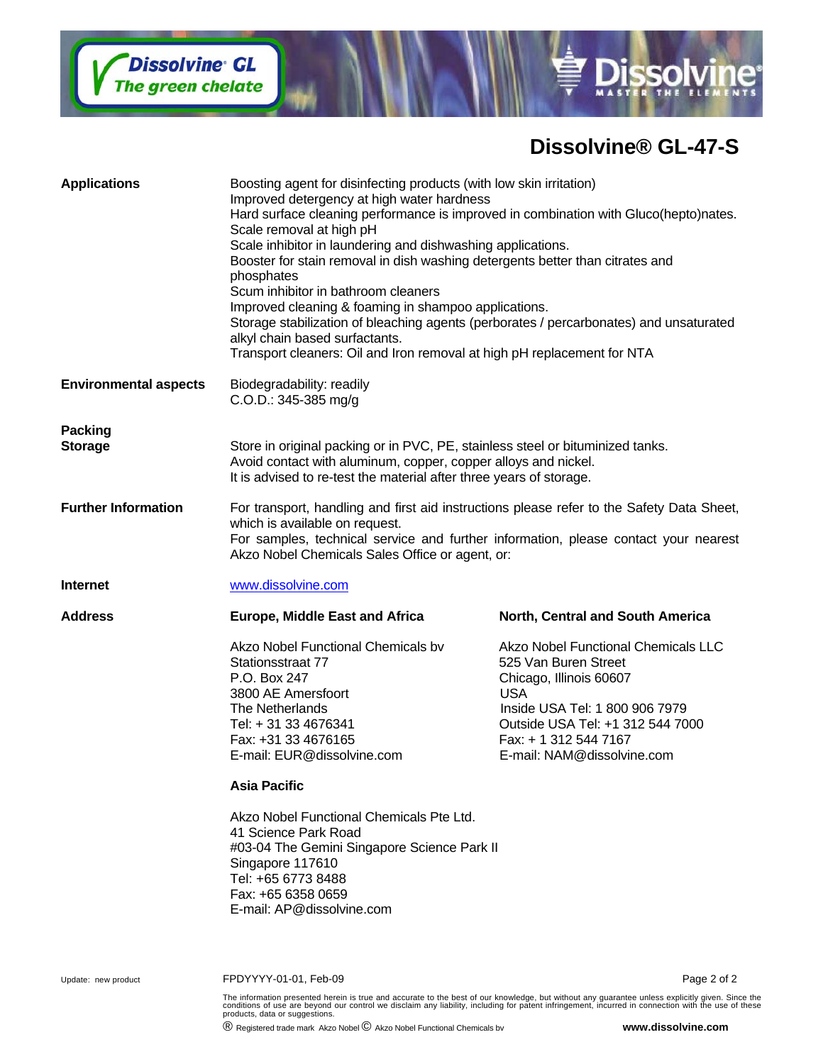# Dissolvine® GL-47-S

**Applications**

Boosting agent for disinfecting products (with low skin irritation)
Improved detergency at high water hardness
Hard surface cleaning performance is improved in combination with Gluco(hepto)nates.
Scale removal at high pH
Scale inhibitor in laundering and dishwashing applications.
Booster for stain removal in dish washing detergents better than citrates and phosphates
Scum inhibitor in bathroom cleaners
Improved cleaning & foaming in shampoo applications.
Storage stabilization of bleaching agents (perborates / percarbonates) and unsaturated alkyl chain based surfactants.
Transport cleaners: Oil and Iron removal at high pH replacement for NTA

**Environmental aspects**

Biodegradability: readily
C.O.D.: 345-385 mg/g

**Packing**

**Storage**

Store in original packing or in PVC, PE, stainless steel or bituminized tanks.
Avoid contact with aluminum, copper, copper alloys and nickel.
It is advised to re-test the material after three years of storage.

**Further Information**

For transport, handling and first aid instructions please refer to the Safety Data Sheet, which is available on request.
For samples, technical service and further information, please contact your nearest Akzo Nobel Chemicals Sales Office or agent, or:

**Internet**

www.dissolvine.com

**Address**

**Europe, Middle East and Africa**

Akzo Nobel Functional Chemicals bv
Stationsstraat 77
P.O. Box 247
3800 AE Amersfoort
The Netherlands
Tel: + 31 33 4676341
Fax: +31 33 4676165
E-mail: EUR@dissolvine.com

**North, Central and South America**

Akzo Nobel Functional Chemicals LLC
525 Van Buren Street
Chicago, Illinois 60607
USA
Inside USA Tel: 1 800 906 7979
Outside USA Tel: +1 312 544 7000
Fax: + 1 312 544 7167
E-mail: NAM@dissolvine.com

**Asia Pacific**

Akzo Nobel Functional Chemicals Pte Ltd.
41 Science Park Road
#03-04 The Gemini Singapore Science Park II
Singapore 117610
Tel: +65 6773 8488
Fax: +65 6358 0659
E-mail: AP@dissolvine.com

Update: new product

FPDYYYY-01-01, Feb-09

The information presented herein is true and accurate to the best of our knowledge, but without any guarantee unless explicitly given. Since the conditions of use are beyond our control we disclaim any liability, including for patent infringement, incurred in connection with the use of these products, data or suggestions.

® Registered trade mark Akzo Nobel © Akzo Nobel Functional Chemicals bv